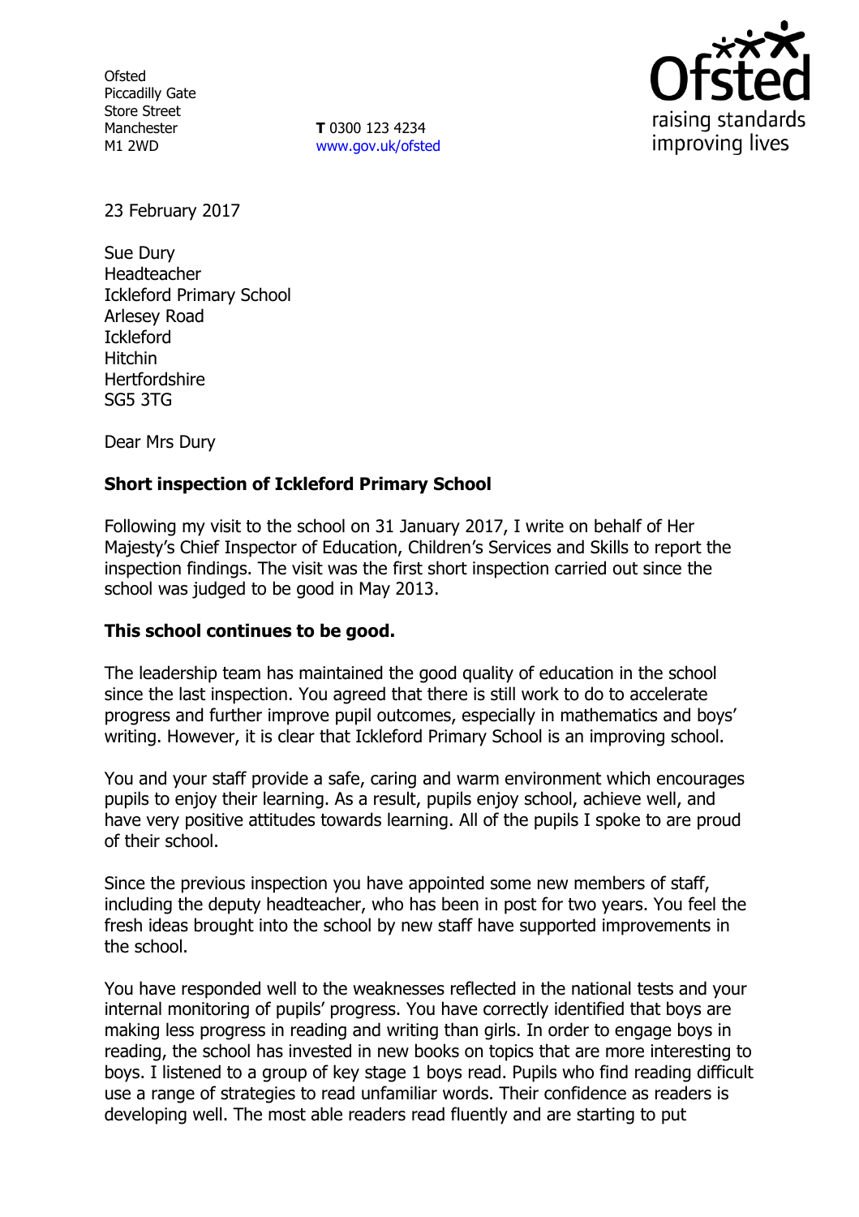Ofsted
Piccadilly Gate
Store Street
Manchester
M1 2WD

**T** 0300 123 4234
www.gov.uk/ofsted

23 February 2017

Sue Dury
Headteacher
Ickleford Primary School
Arlesey Road
Ickleford
Hitchin
Hertfordshire
SG5 3TG

Dear Mrs Dury

**Short inspection of Ickleford Primary School**

Following my visit to the school on 31 January 2017, I write on behalf of Her Majesty's Chief Inspector of Education, Children's Services and Skills to report the inspection findings. The visit was the first short inspection carried out since the school was judged to be good in May 2013.

**This school continues to be good.**

The leadership team has maintained the good quality of education in the school since the last inspection. You agreed that there is still work to do to accelerate progress and further improve pupil outcomes, especially in mathematics and boys' writing. However, it is clear that Ickleford Primary School is an improving school.

You and your staff provide a safe, caring and warm environment which encourages pupils to enjoy their learning. As a result, pupils enjoy school, achieve well, and have very positive attitudes towards learning. All of the pupils I spoke to are proud of their school.

Since the previous inspection you have appointed some new members of staff, including the deputy headteacher, who has been in post for two years. You feel the fresh ideas brought into the school by new staff have supported improvements in the school.

You have responded well to the weaknesses reflected in the national tests and your internal monitoring of pupils' progress. You have correctly identified that boys are making less progress in reading and writing than girls. In order to engage boys in reading, the school has invested in new books on topics that are more interesting to boys. I listened to a group of key stage 1 boys read. Pupils who find reading difficult use a range of strategies to read unfamiliar words. Their confidence as readers is developing well. The most able readers read fluently and are starting to put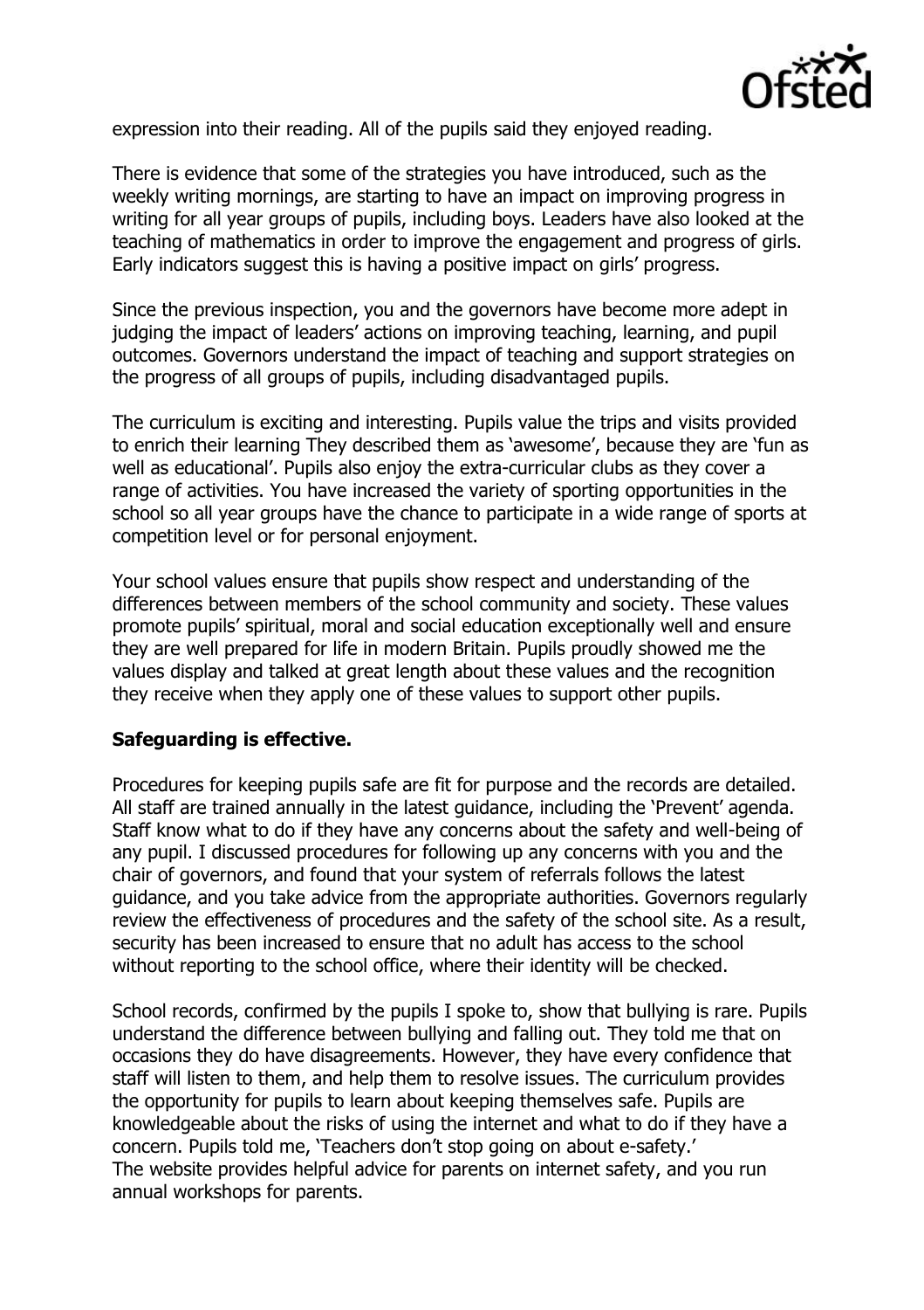expression into their reading. All of the pupils said they enjoyed reading.

There is evidence that some of the strategies you have introduced, such as the weekly writing mornings, are starting to have an impact on improving progress in writing for all year groups of pupils, including boys. Leaders have also looked at the teaching of mathematics in order to improve the engagement and progress of girls. Early indicators suggest this is having a positive impact on girls' progress.

Since the previous inspection, you and the governors have become more adept in judging the impact of leaders' actions on improving teaching, learning, and pupil outcomes. Governors understand the impact of teaching and support strategies on the progress of all groups of pupils, including disadvantaged pupils.

The curriculum is exciting and interesting. Pupils value the trips and visits provided to enrich their learning They described them as 'awesome', because they are 'fun as well as educational'. Pupils also enjoy the extra-curricular clubs as they cover a range of activities. You have increased the variety of sporting opportunities in the school so all year groups have the chance to participate in a wide range of sports at competition level or for personal enjoyment.

Your school values ensure that pupils show respect and understanding of the differences between members of the school community and society. These values promote pupils' spiritual, moral and social education exceptionally well and ensure they are well prepared for life in modern Britain. Pupils proudly showed me the values display and talked at great length about these values and the recognition they receive when they apply one of these values to support other pupils.

**Safeguarding is effective.**

Procedures for keeping pupils safe are fit for purpose and the records are detailed. All staff are trained annually in the latest guidance, including the 'Prevent' agenda. Staff know what to do if they have any concerns about the safety and well-being of any pupil. I discussed procedures for following up any concerns with you and the chair of governors, and found that your system of referrals follows the latest guidance, and you take advice from the appropriate authorities. Governors regularly review the effectiveness of procedures and the safety of the school site. As a result, security has been increased to ensure that no adult has access to the school without reporting to the school office, where their identity will be checked.

School records, confirmed by the pupils I spoke to, show that bullying is rare. Pupils understand the difference between bullying and falling out. They told me that on occasions they do have disagreements. However, they have every confidence that staff will listen to them, and help them to resolve issues. The curriculum provides the opportunity for pupils to learn about keeping themselves safe. Pupils are knowledgeable about the risks of using the internet and what to do if they have a concern. Pupils told me, 'Teachers don't stop going on about e-safety.'
The website provides helpful advice for parents on internet safety, and you run annual workshops for parents.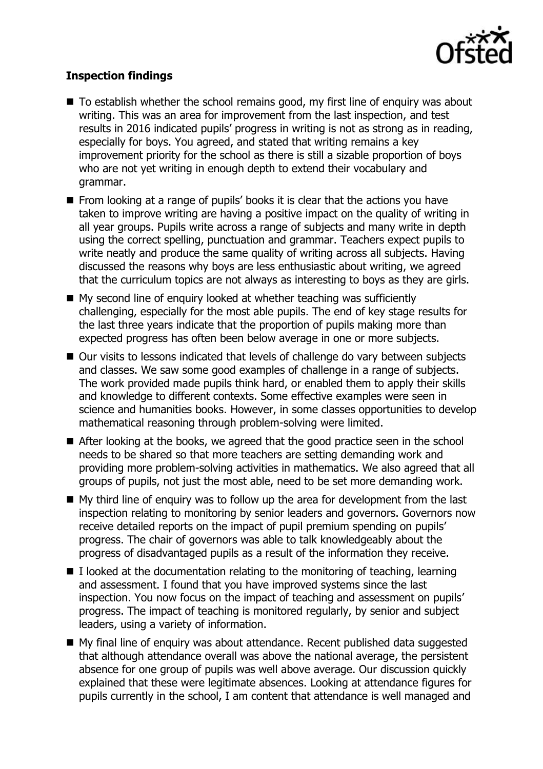**Inspection findings**

- To establish whether the school remains good, my first line of enquiry was about writing. This was an area for improvement from the last inspection, and test results in 2016 indicated pupils' progress in writing is not as strong as in reading, especially for boys. You agreed, and stated that writing remains a key improvement priority for the school as there is still a sizable proportion of boys who are not yet writing in enough depth to extend their vocabulary and grammar.
- From looking at a range of pupils' books it is clear that the actions you have taken to improve writing are having a positive impact on the quality of writing in all year groups. Pupils write across a range of subjects and many write in depth using the correct spelling, punctuation and grammar. Teachers expect pupils to write neatly and produce the same quality of writing across all subjects. Having discussed the reasons why boys are less enthusiastic about writing, we agreed that the curriculum topics are not always as interesting to boys as they are girls.
- My second line of enquiry looked at whether teaching was sufficiently challenging, especially for the most able pupils. The end of key stage results for the last three years indicate that the proportion of pupils making more than expected progress has often been below average in one or more subjects.
- Our visits to lessons indicated that levels of challenge do vary between subjects and classes. We saw some good examples of challenge in a range of subjects. The work provided made pupils think hard, or enabled them to apply their skills and knowledge to different contexts. Some effective examples were seen in science and humanities books. However, in some classes opportunities to develop mathematical reasoning through problem-solving were limited.
- After looking at the books, we agreed that the good practice seen in the school needs to be shared so that more teachers are setting demanding work and providing more problem-solving activities in mathematics. We also agreed that all groups of pupils, not just the most able, need to be set more demanding work.
- My third line of enquiry was to follow up the area for development from the last inspection relating to monitoring by senior leaders and governors. Governors now receive detailed reports on the impact of pupil premium spending on pupils' progress. The chair of governors was able to talk knowledgeably about the progress of disadvantaged pupils as a result of the information they receive.
- I looked at the documentation relating to the monitoring of teaching, learning and assessment. I found that you have improved systems since the last inspection. You now focus on the impact of teaching and assessment on pupils' progress. The impact of teaching is monitored regularly, by senior and subject leaders, using a variety of information.
- My final line of enquiry was about attendance. Recent published data suggested that although attendance overall was above the national average, the persistent absence for one group of pupils was well above average. Our discussion quickly explained that these were legitimate absences. Looking at attendance figures for pupils currently in the school, I am content that attendance is well managed and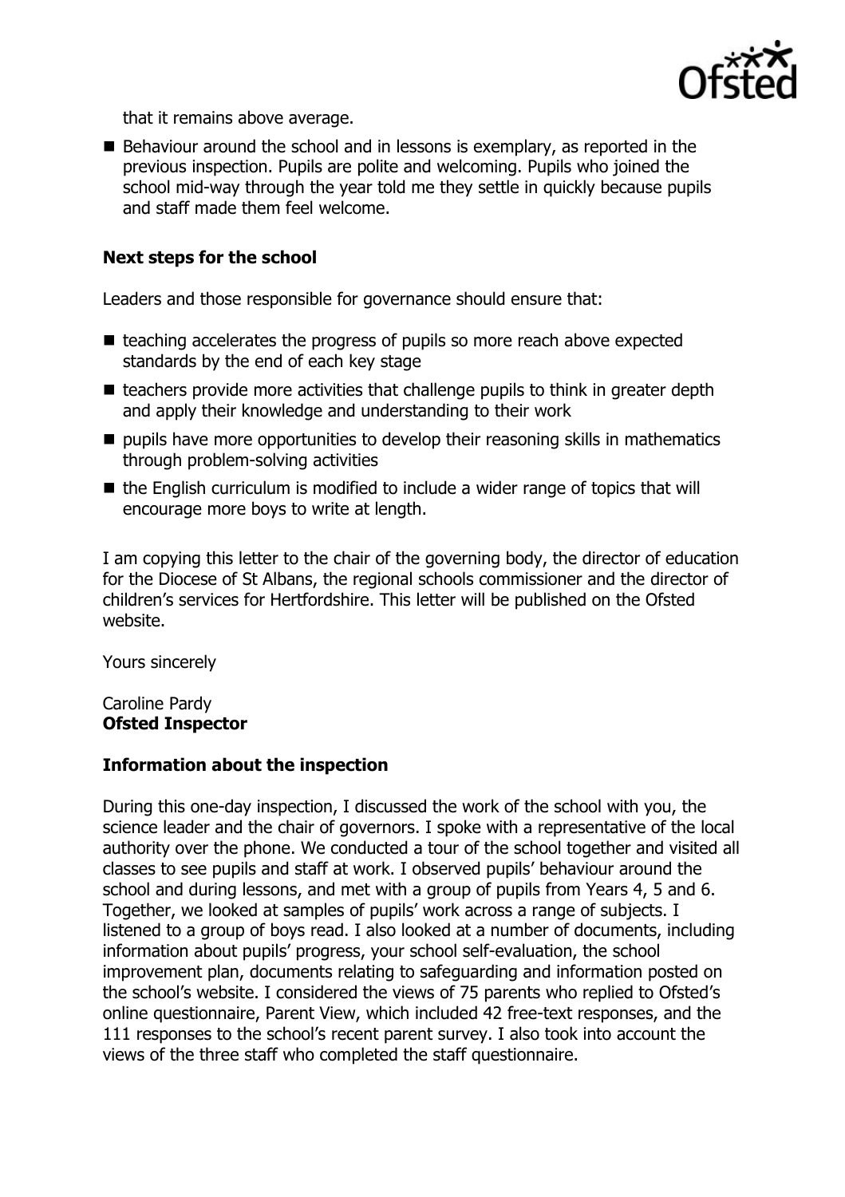that it remains above average.

- Behaviour around the school and in lessons is exemplary, as reported in the previous inspection. Pupils are polite and welcoming. Pupils who joined the school mid-way through the year told me they settle in quickly because pupils and staff made them feel welcome.

### Next steps for the school

Leaders and those responsible for governance should ensure that:

- teaching accelerates the progress of pupils so more reach above expected standards by the end of each key stage
- teachers provide more activities that challenge pupils to think in greater depth and apply their knowledge and understanding to their work
- pupils have more opportunities to develop their reasoning skills in mathematics through problem-solving activities
- the English curriculum is modified to include a wider range of topics that will encourage more boys to write at length.

I am copying this letter to the chair of the governing body, the director of education for the Diocese of St Albans, the regional schools commissioner and the director of children's services for Hertfordshire. This letter will be published on the Ofsted website.

Yours sincerely

Caroline Pardy
**Ofsted Inspector**

### Information about the inspection

During this one-day inspection, I discussed the work of the school with you, the science leader and the chair of governors. I spoke with a representative of the local authority over the phone. We conducted a tour of the school together and visited all classes to see pupils and staff at work. I observed pupils' behaviour around the school and during lessons, and met with a group of pupils from Years 4, 5 and 6. Together, we looked at samples of pupils' work across a range of subjects. I listened to a group of boys read. I also looked at a number of documents, including information about pupils' progress, your school self-evaluation, the school improvement plan, documents relating to safeguarding and information posted on the school's website. I considered the views of 75 parents who replied to Ofsted's online questionnaire, Parent View, which included 42 free-text responses, and the 111 responses to the school's recent parent survey. I also took into account the views of the three staff who completed the staff questionnaire.